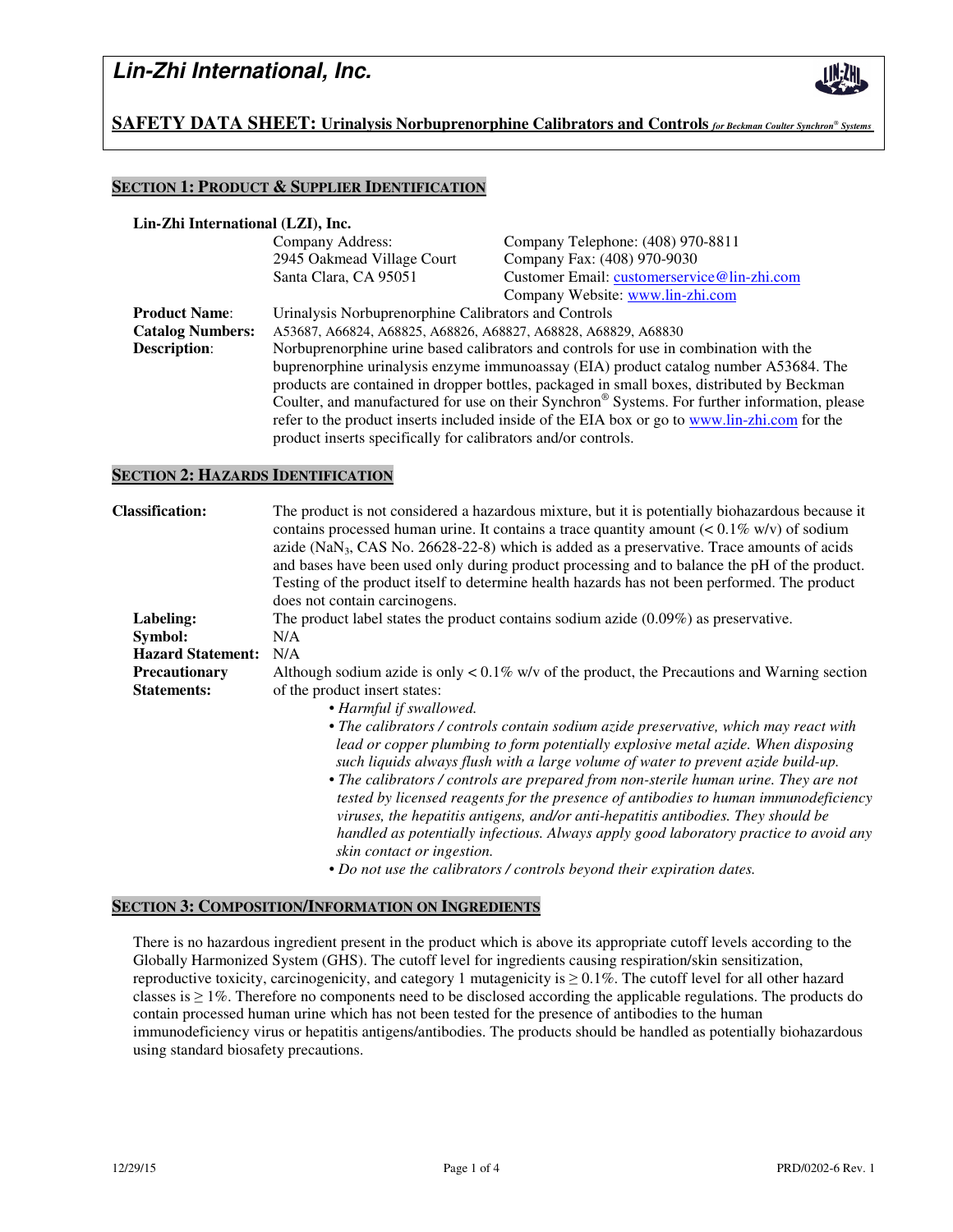# Lin-Zhi International, Inc.

## SAFETY DATA SHEET: Urinalysis Norbuprenorphine Calibrators and Controls *for Beckman Coulter Synchron® Systems*

### SECTION 1: PRODUCT & SUPPLIER IDENTIFICATION

**Lin-Zhi International (LZI), Inc.**

| | | |
|---|---|---|
| | Company Address: | Company Telephone: (408) 970-8811 |
| | 2945 Oakmead Village Court | Company Fax: (408) 970-9030 |
| | Santa Clara, CA 95051 | Customer Email: customerservice@lin-zhi.com |
| | | Company Website: www.lin-zhi.com |

**Product Name**: Urinalysis Norbuprenorphine Calibrators and Controls

**Catalog Numbers:** A53687, A66824, A68825, A68826, A68827, A68828, A68829, A68830

**Description**: Norbuprenorphine urine based calibrators and controls for use in combination with the buprenorphine urinalysis enzyme immunoassay (EIA) product catalog number A53684. The products are contained in dropper bottles, packaged in small boxes, distributed by Beckman Coulter, and manufactured for use on their Synchron® Systems. For further information, please refer to the product inserts included inside of the EIA box or go to www.lin-zhi.com for the product inserts specifically for calibrators and/or controls.

### SECTION 2: HAZARDS IDENTIFICATION

**Classification:** The product is not considered a hazardous mixture, but it is potentially biohazardous because it contains processed human urine. It contains a trace quantity amount (< 0.1% w/v) of sodium azide ($NaN_3$, CAS No. 26628-22-8) which is added as a preservative. Trace amounts of acids and bases have been used only during product processing and to balance the pH of the product. Testing of the product itself to determine health hazards has not been performed. The product does not contain carcinogens.

**Labeling:** The product label states the product contains sodium azide (0.09%) as preservative.

**Symbol:** N/A

**Hazard Statement:** N/A

**Precautionary Statements:** Although sodium azide is only < 0.1% w/v of the product, the Precautions and Warning section of the product insert states:

- *Harmful if swallowed.*
- *The calibrators / controls contain sodium azide preservative, which may react with lead or copper plumbing to form potentially explosive metal azide. When disposing such liquids always flush with a large volume of water to prevent azide build-up.*
- *The calibrators / controls are prepared from non-sterile human urine. They are not tested by licensed reagents for the presence of antibodies to human immunodeficiency viruses, the hepatitis antigens, and/or anti-hepatitis antibodies. They should be handled as potentially infectious. Always apply good laboratory practice to avoid any skin contact or ingestion.*
- *Do not use the calibrators / controls beyond their expiration dates.*

### SECTION 3: COMPOSITION/INFORMATION ON INGREDIENTS

There is no hazardous ingredient present in the product which is above its appropriate cutoff levels according to the Globally Harmonized System (GHS). The cutoff level for ingredients causing respiration/skin sensitization, reproductive toxicity, carcinogenicity, and category 1 mutagenicity is ≥ 0.1%. The cutoff level for all other hazard classes is ≥ 1%. Therefore no components need to be disclosed according the applicable regulations. The products do contain processed human urine which has not been tested for the presence of antibodies to the human immunodeficiency virus or hepatitis antigens/antibodies. The products should be handled as potentially biohazardous using standard biosafety precautions.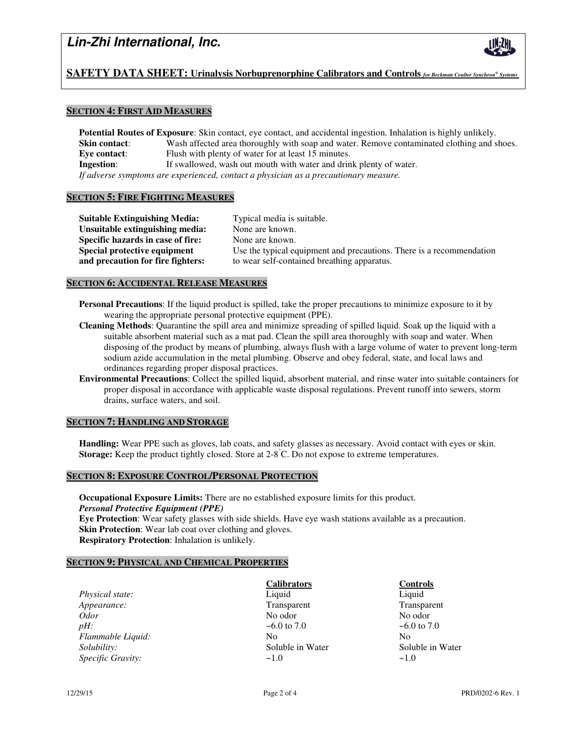## SECTION 4: FIRST AID MEASURES

**Potential Routes of Exposure**: Skin contact, eye contact, and accidental ingestion. Inhalation is highly unlikely.

**Skin contact**: Wash affected area thoroughly with soap and water. Remove contaminated clothing and shoes.

**Eye contact**: Flush with plenty of water for at least 15 minutes.

**Ingestion**: If swallowed, wash out mouth with water and drink plenty of water.

*If adverse symptoms are experienced, contact a physician as a precautionary measure.*

## SECTION 5: FIRE FIGHTING MEASURES

**Suitable Extinguishing Media:** Typical media is suitable.

**Unsuitable extinguishing media:** None are known.

**Specific hazards in case of fire:** None are known.

**Special protective equipment and precaution for fire fighters:** Use the typical equipment and precautions. There is a recommendation to wear self-contained breathing apparatus.

## SECTION 6: ACCIDENTAL RELEASE MEASURES

**Personal Precautions**: If the liquid product is spilled, take the proper precautions to minimize exposure to it by wearing the appropriate personal protective equipment (PPE).

**Cleaning Methods**: Quarantine the spill area and minimize spreading of spilled liquid. Soak up the liquid with a suitable absorbent material such as a mat pad. Clean the spill area thoroughly with soap and water. When disposing of the product by means of plumbing, always flush with a large volume of water to prevent long-term sodium azide accumulation in the metal plumbing. Observe and obey federal, state, and local laws and ordinances regarding proper disposal practices.

**Environmental Precautions**: Collect the spilled liquid, absorbent material, and rinse water into suitable containers for proper disposal in accordance with applicable waste disposal regulations. Prevent runoff into sewers, storm drains, surface waters, and soil.

## SECTION 7: HANDLING AND STORAGE

**Handling:** Wear PPE such as gloves, lab coats, and safety glasses as necessary. Avoid contact with eyes or skin.
**Storage:** Keep the product tightly closed. Store at 2-8°C. Do not expose to extreme temperatures.

## SECTION 8: EXPOSURE CONTROL/PERSONAL PROTECTION

**Occupational Exposure Limits:** There are no established exposure limits for this product.

***Personal Protective Equipment (PPE)***

**Eye Protection**: Wear safety glasses with side shields. Have eye wash stations available as a precaution.

**Skin Protection**: Wear lab coat over clothing and gloves.

**Respiratory Protection**: Inhalation is unlikely.

## SECTION 9: PHYSICAL AND CHEMICAL PROPERTIES

| | Calibrators | Controls |
|---|---|---|
| *Physical state:* | Liquid | Liquid |
| *Appearance:* | Transparent | Transparent |
| *Odor* | No odor | No odor |
| *pH:* | ~6.0 to 7.0 | ~6.0 to 7.0 |
| *Flammable Liquid:* | No | No |
| *Solubility:* | Soluble in Water | Soluble in Water |
| *Specific Gravity:* | ~1.0 | ~1.0 |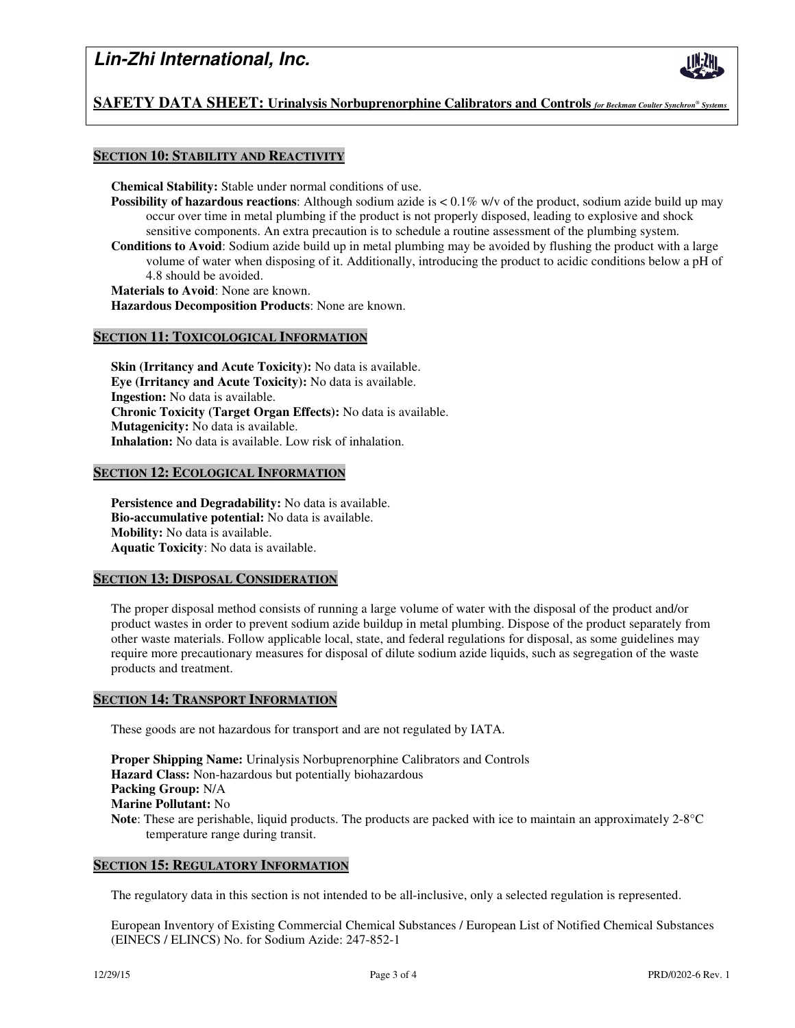## SECTION 10: STABILITY AND REACTIVITY

**Chemical Stability:** Stable under normal conditions of use.

**Possibility of hazardous reactions**: Although sodium azide is < 0.1% w/v of the product, sodium azide build up may occur over time in metal plumbing if the product is not properly disposed, leading to explosive and shock sensitive components. An extra precaution is to schedule a routine assessment of the plumbing system.

**Conditions to Avoid**: Sodium azide build up in metal plumbing may be avoided by flushing the product with a large volume of water when disposing of it. Additionally, introducing the product to acidic conditions below a pH of 4.8 should be avoided.

**Materials to Avoid**: None are known.

**Hazardous Decomposition Products**: None are known.

## SECTION 11: TOXICOLOGICAL INFORMATION

**Skin (Irritancy and Acute Toxicity):** No data is available.

**Eye (Irritancy and Acute Toxicity):** No data is available.

**Ingestion:** No data is available.

**Chronic Toxicity (Target Organ Effects):** No data is available.

**Mutagenicity:** No data is available.

**Inhalation:** No data is available. Low risk of inhalation.

## SECTION 12: ECOLOGICAL INFORMATION

**Persistence and Degradability:** No data is available.

**Bio-accumulative potential:** No data is available.

**Mobility:** No data is available.

**Aquatic Toxicity**: No data is available.

## SECTION 13: DISPOSAL CONSIDERATION

The proper disposal method consists of running a large volume of water with the disposal of the product and/or product wastes in order to prevent sodium azide buildup in metal plumbing. Dispose of the product separately from other waste materials. Follow applicable local, state, and federal regulations for disposal, as some guidelines may require more precautionary measures for disposal of dilute sodium azide liquids, such as segregation of the waste products and treatment.

## SECTION 14: TRANSPORT INFORMATION

These goods are not hazardous for transport and are not regulated by IATA.

**Proper Shipping Name:** Urinalysis Norbuprenorphine Calibrators and Controls

**Hazard Class:** Non-hazardous but potentially biohazardous

**Packing Group:** N/A

**Marine Pollutant:** No

**Note**: These are perishable, liquid products. The products are packed with ice to maintain an approximately 2-8°C temperature range during transit.

## SECTION 15: REGULATORY INFORMATION

The regulatory data in this section is not intended to be all-inclusive, only a selected regulation is represented.

European Inventory of Existing Commercial Chemical Substances / European List of Notified Chemical Substances (EINECS / ELINCS) No. for Sodium Azide: 247-852-1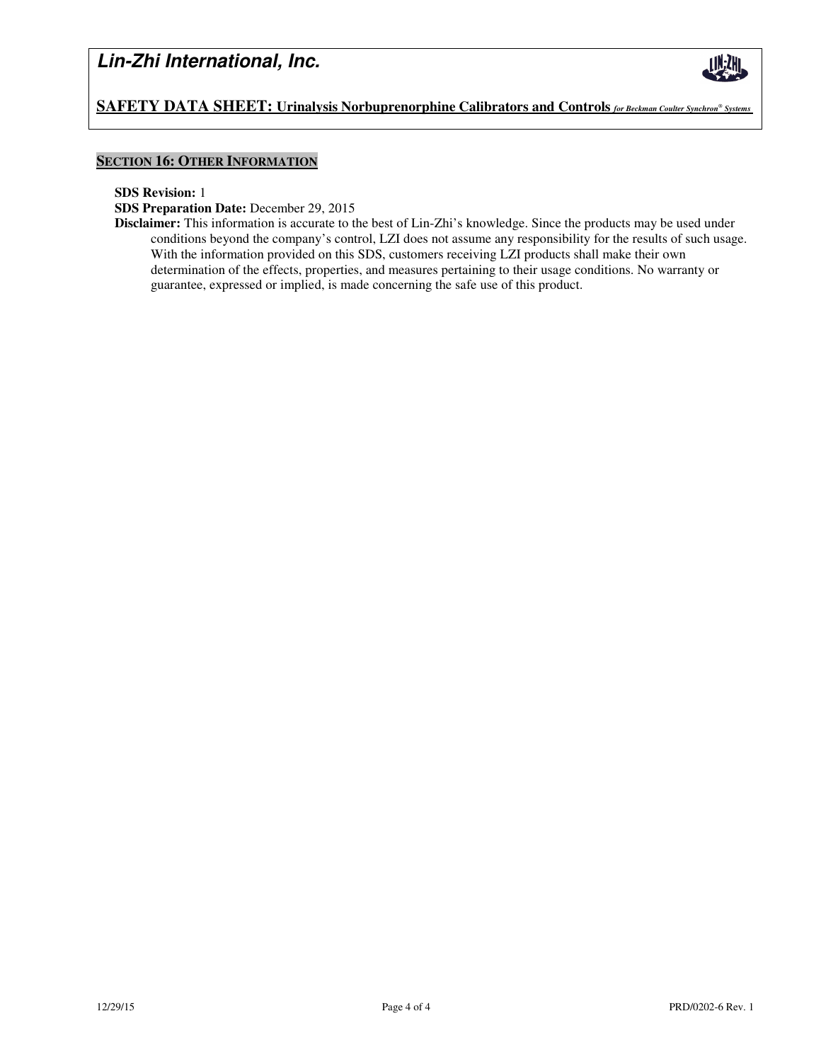## SECTION 16: OTHER INFORMATION

**SDS Revision:** 1

**SDS Preparation Date:** December 29, 2015

**Disclaimer:** This information is accurate to the best of Lin-Zhi's knowledge. Since the products may be used under conditions beyond the company's control, LZI does not assume any responsibility for the results of such usage. With the information provided on this SDS, customers receiving LZI products shall make their own determination of the effects, properties, and measures pertaining to their usage conditions. No warranty or guarantee, expressed or implied, is made concerning the safe use of this product.